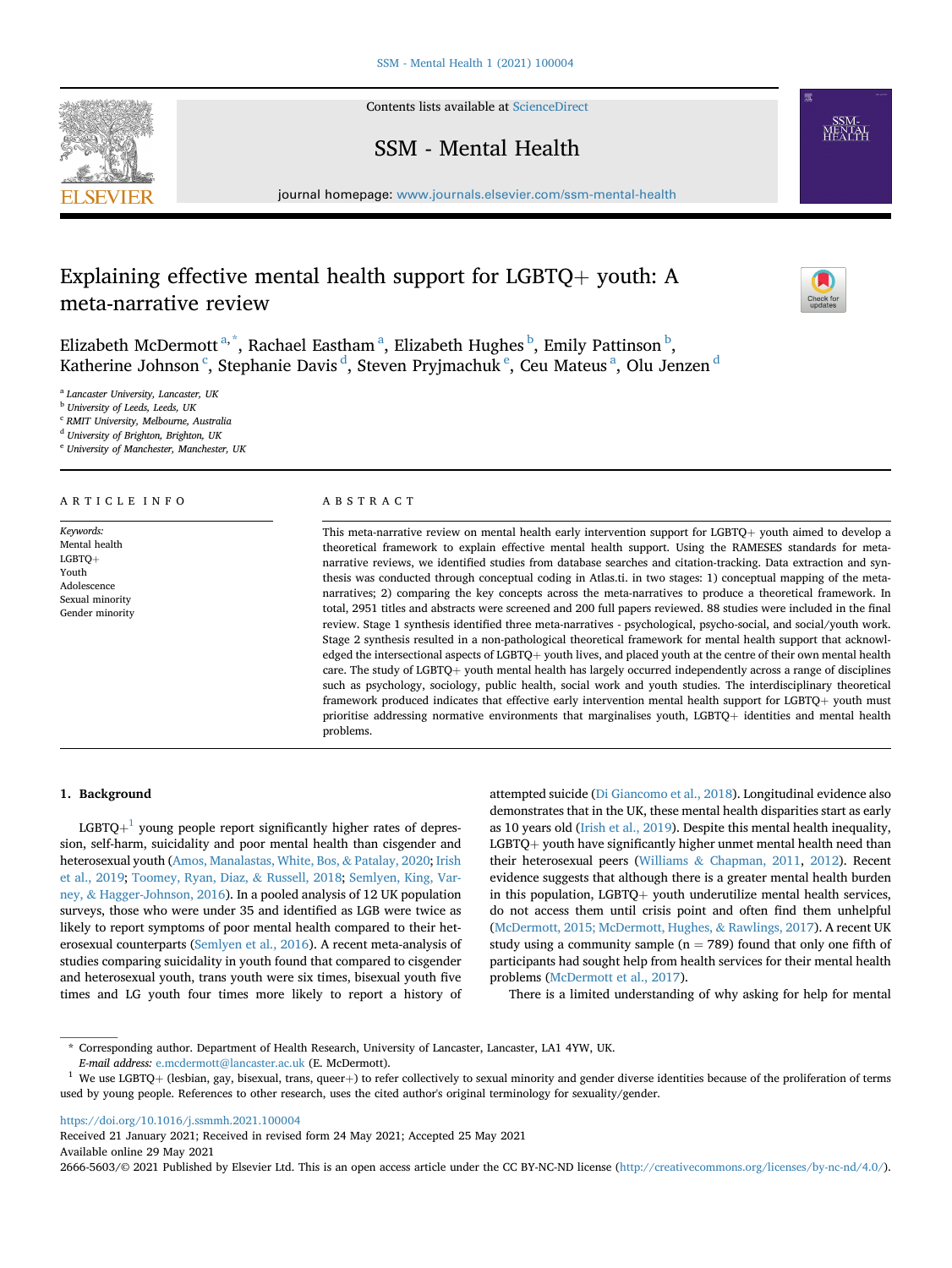# Explaining effective mental health support for LGBTQ+ youth: A meta-narrative review

Elizabeth McDermott[a,*], Rachael Eastham[a], Elizabeth Hughes[b], Emily Pattinson[b], Katherine Johnson[c], Stephanie Davis[d], Steven Pryjmachuk[e], Ceu Mateus[a], Olu Jenzen[d]

[a] Lancaster University, Lancaster, UK
[b] University of Leeds, Leeds, UK
[c] RMIT University, Melbourne, Australia
[d] University of Brighton, Brighton, UK
[e] University of Manchester, Manchester, UK

## ARTICLE INFO

*Keywords:*
Mental health
LGBTQ+
Youth
Adolescence
Sexual minority
Gender minority

## ABSTRACT

This meta-narrative review on mental health early intervention support for LGBTQ+ youth aimed to develop a theoretical framework to explain effective mental health support. Using the RAMESES standards for meta-narrative reviews, we identified studies from database searches and citation-tracking. Data extraction and synthesis was conducted through conceptual coding in Atlas.ti. in two stages: 1) conceptual mapping of the meta-narratives; 2) comparing the key concepts across the meta-narratives to produce a theoretical framework. In total, 2951 titles and abstracts were screened and 200 full papers reviewed. 88 studies were included in the final review. Stage 1 synthesis identified three meta-narratives - psychological, psycho-social, and social/youth work. Stage 2 synthesis resulted in a non-pathological theoretical framework for mental health support that acknowledged the intersectional aspects of LGBTQ+ youth lives, and placed youth at the centre of their own mental health care. The study of LGBTQ+ youth mental health has largely occurred independently across a range of disciplines such as psychology, sociology, public health, social work and youth studies. The interdisciplinary theoretical framework produced indicates that effective early intervention mental health support for LGBTQ+ youth must prioritise addressing normative environments that marginalises youth, LGBTQ+ identities and mental health problems.

## 1. Background

LGBTQ+[1] young people report significantly higher rates of depression, self-harm, suicidality and poor mental health than cisgender and heterosexual youth (Amos, Manalastas, White, Bos, & Patalay, 2020; Irish et al., 2019; Toomey, Ryan, Diaz, & Russell, 2018; Semlyen, King, Varney, & Hagger-Johnson, 2016). In a pooled analysis of 12 UK population surveys, those who were under 35 and identified as LGB were twice as likely to report symptoms of poor mental health compared to their heterosexual counterparts (Semlyen et al., 2016). A recent meta-analysis of studies comparing suicidality in youth found that compared to cisgender and heterosexual youth, trans youth were six times, bisexual youth five times and LG youth four times more likely to report a history of attempted suicide (Di Giancomo et al., 2018). Longitudinal evidence also demonstrates that in the UK, these mental health disparities start as early as 10 years old (Irish et al., 2019). Despite this mental health inequality, LGBTQ+ youth have significantly higher unmet mental health need than their heterosexual peers (Williams & Chapman, 2011, 2012). Recent evidence suggests that although there is a greater mental health burden in this population, LGBTQ+ youth underutilize mental health services, do not access them until crisis point and often find them unhelpful (McDermott, 2015; McDermott, Hughes, & Rawlings, 2017). A recent UK study using a community sample (n = 789) found that only one fifth of participants had sought help from health services for their mental health problems (McDermott et al., 2017).

There is a limited understanding of why asking for help for mental

---

* Corresponding author. Department of Health Research, University of Lancaster, Lancaster, LA1 4YW, UK.
*E-mail address:* e.mcdermott@lancaster.ac.uk (E. McDermott).

[1] We use LGBTQ+ (lesbian, gay, bisexual, trans, queer+) to refer collectively to sexual minority and gender diverse identities because of the proliferation of terms used by young people. References to other research, uses the cited author's original terminology for sexuality/gender.

https://doi.org/10.1016/j.ssmmh.2021.100004
Received 21 January 2021; Received in revised form 24 May 2021; Accepted 25 May 2021
Available online 29 May 2021
2666-5603/© 2021 Published by Elsevier Ltd. This is an open access article under the CC BY-NC-ND license (http://creativecommons.org/licenses/by-nc-nd/4.0/).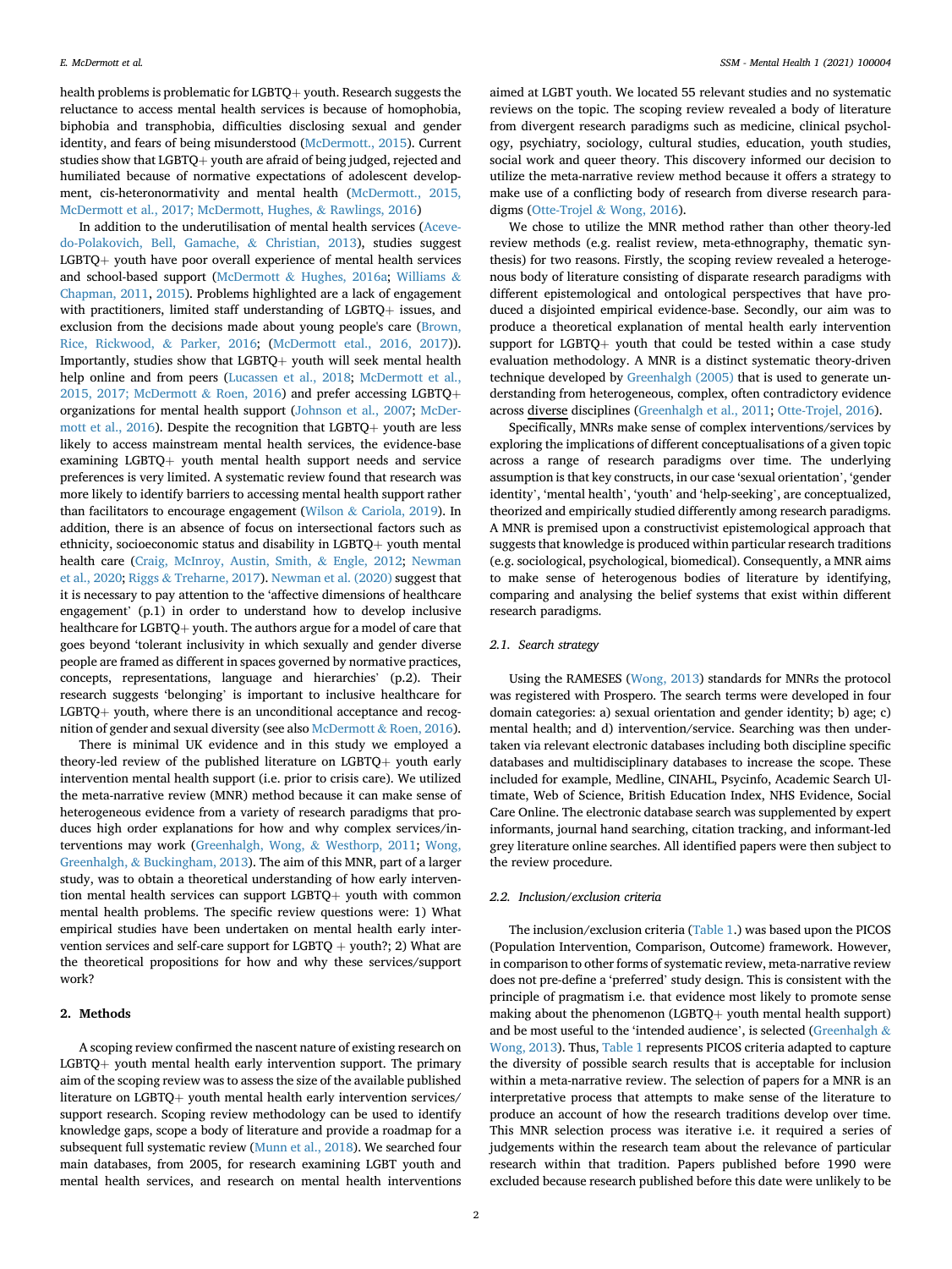health problems is problematic for LGBTQ+ youth. Research suggests the reluctance to access mental health services is because of homophobia, biphobia and transphobia, difficulties disclosing sexual and gender identity, and fears of being misunderstood (McDermott., 2015). Current studies show that LGBTQ+ youth are afraid of being judged, rejected and humiliated because of normative expectations of adolescent development, cis-heteronormativity and mental health (McDermott., 2015, McDermott et al., 2017; McDermott, Hughes, & Rawlings, 2016)

In addition to the underutilisation of mental health services (Acevedo-Polakovich, Bell, Gamache, & Christian, 2013), studies suggest LGBTQ+ youth have poor overall experience of mental health services and school-based support (McDermott & Hughes, 2016a; Williams & Chapman, 2011, 2015). Problems highlighted are a lack of engagement with practitioners, limited staff understanding of LGBTQ+ issues, and exclusion from the decisions made about young people's care (Brown, Rice, Rickwood, & Parker, 2016; (McDermott etal., 2016, 2017)). Importantly, studies show that LGBTQ+ youth will seek mental health help online and from peers (Lucassen et al., 2018; McDermott et al., 2015, 2017; McDermott & Roen, 2016) and prefer accessing LGBTQ+ organizations for mental health support (Johnson et al., 2007; McDermott et al., 2016). Despite the recognition that LGBTQ+ youth are less likely to access mainstream mental health services, the evidence-base examining LGBTQ+ youth mental health support needs and service preferences is very limited. A systematic review found that research was more likely to identify barriers to accessing mental health support rather than facilitators to encourage engagement (Wilson & Cariola, 2019). In addition, there is an absence of focus on intersectional factors such as ethnicity, socioeconomic status and disability in LGBTQ+ youth mental health care (Craig, McInroy, Austin, Smith, & Engle, 2012; Newman et al., 2020; Riggs & Treharne, 2017). Newman et al. (2020) suggest that it is necessary to pay attention to the 'affective dimensions of healthcare engagement' (p.1) in order to understand how to develop inclusive healthcare for LGBTQ+ youth. The authors argue for a model of care that goes beyond 'tolerant inclusivity in which sexually and gender diverse people are framed as different in spaces governed by normative practices, concepts, representations, language and hierarchies' (p.2). Their research suggests 'belonging' is important to inclusive healthcare for LGBTQ+ youth, where there is an unconditional acceptance and recognition of gender and sexual diversity (see also McDermott & Roen, 2016).

There is minimal UK evidence and in this study we employed a theory-led review of the published literature on LGBTQ+ youth early intervention mental health support (i.e. prior to crisis care). We utilized the meta-narrative review (MNR) method because it can make sense of heterogeneous evidence from a variety of research paradigms that produces high order explanations for how and why complex services/interventions may work (Greenhalgh, Wong, & Westhorp, 2011; Wong, Greenhalgh, & Buckingham, 2013). The aim of this MNR, part of a larger study, was to obtain a theoretical understanding of how early intervention mental health services can support LGBTQ+ youth with common mental health problems. The specific review questions were: 1) What empirical studies have been undertaken on mental health early intervention services and self-care support for LGBTQ + youth?; 2) What are the theoretical propositions for how and why these services/support work?

## 2. Methods

A scoping review confirmed the nascent nature of existing research on LGBTQ+ youth mental health early intervention support. The primary aim of the scoping review was to assess the size of the available published literature on LGBTQ+ youth mental health early intervention services/ support research. Scoping review methodology can be used to identify knowledge gaps, scope a body of literature and provide a roadmap for a subsequent full systematic review (Munn et al., 2018). We searched four main databases, from 2005, for research examining LGBT youth and mental health services, and research on mental health interventions aimed at LGBT youth. We located 55 relevant studies and no systematic reviews on the topic. The scoping review revealed a body of literature from divergent research paradigms such as medicine, clinical psychology, psychiatry, sociology, cultural studies, education, youth studies, social work and queer theory. This discovery informed our decision to utilize the meta-narrative review method because it offers a strategy to make use of a conflicting body of research from diverse research paradigms (Otte-Trojel & Wong, 2016).

We chose to utilize the MNR method rather than other theory-led review methods (e.g. realist review, meta-ethnography, thematic synthesis) for two reasons. Firstly, the scoping review revealed a heterogeneous body of literature consisting of disparate research paradigms with different epistemological and ontological perspectives that have produced a disjointed empirical evidence-base. Secondly, our aim was to produce a theoretical explanation of mental health early intervention support for LGBTQ+ youth that could be tested within a case study evaluation methodology. A MNR is a distinct systematic theory-driven technique developed by Greenhalgh (2005) that is used to generate understanding from heterogeneous, complex, often contradictory evidence across diverse disciplines (Greenhalgh et al., 2011; Otte-Trojel, 2016).

Specifically, MNRs make sense of complex interventions/services by exploring the implications of different conceptualisations of a given topic across a range of research paradigms over time. The underlying assumption is that key constructs, in our case 'sexual orientation', 'gender identity', 'mental health', 'youth' and 'help-seeking', are conceptualized, theorized and empirically studied differently among research paradigms. A MNR is premised upon a constructivist epistemological approach that suggests that knowledge is produced within particular research traditions (e.g. sociological, psychological, biomedical). Consequently, a MNR aims to make sense of heterogenous bodies of literature by identifying, comparing and analysing the belief systems that exist within different research paradigms.

### 2.1. Search strategy

Using the RAMESES (Wong, 2013) standards for MNRs the protocol was registered with Prospero. The search terms were developed in four domain categories: a) sexual orientation and gender identity; b) age; c) mental health; and d) intervention/service. Searching was then undertaken via relevant electronic databases including both discipline specific databases and multidisciplinary databases to increase the scope. These included for example, Medline, CINAHL, Psycinfo, Academic Search Ultimate, Web of Science, British Education Index, NHS Evidence, Social Care Online. The electronic database search was supplemented by expert informants, journal hand searching, citation tracking, and informant-led grey literature online searches. All identified papers were then subject to the review procedure.

### 2.2. Inclusion/exclusion criteria

The inclusion/exclusion criteria (Table 1.) was based upon the PICOS (Population Intervention, Comparison, Outcome) framework. However, in comparison to other forms of systematic review, meta-narrative review does not pre-define a 'preferred' study design. This is consistent with the principle of pragmatism i.e. that evidence most likely to promote sense making about the phenomenon (LGBTQ+ youth mental health support) and be most useful to the 'intended audience', is selected (Greenhalgh & Wong, 2013). Thus, Table 1 represents PICOS criteria adapted to capture the diversity of possible search results that is acceptable for inclusion within a meta-narrative review. The selection of papers for a MNR is an interpretative process that attempts to make sense of the literature to produce an account of how the research traditions develop over time. This MNR selection process was iterative i.e. it required a series of judgements within the research team about the relevance of particular research within that tradition. Papers published before 1990 were excluded because research published before this date were unlikely to be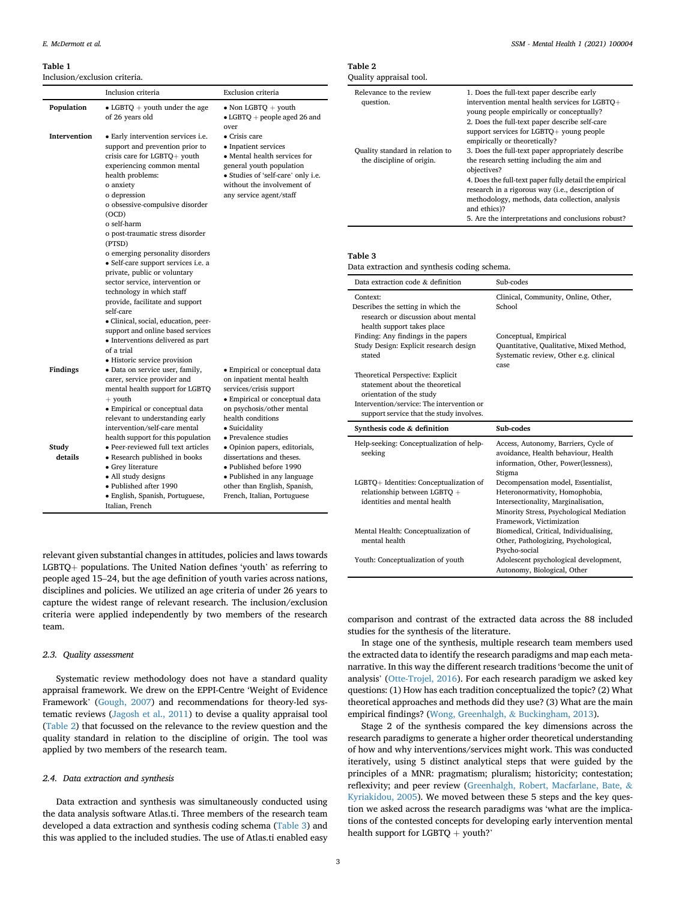**Table 1**
Inclusion/exclusion criteria.

| | Inclusion criteria | Exclusion criteria |
|---|---|---|
| **Population** | • LGBTQ + youth under the age of 26 years old | • Non LGBTQ + youth<br>• LGBTQ + people aged 26 and over |
| **Intervention** | • Early intervention services i.e. support and prevention prior to crisis care for LGBTQ+ youth experiencing common mental health problems:<br>o anxiety<br>o depression<br>o obsessive-compulsive disorder (OCD)<br>o self-harm<br>o post-traumatic stress disorder (PTSD)<br>o emerging personality disorders<br>• Self-care support services i.e. a private, public or voluntary sector service, intervention or technology in which staff provide, facilitate and support self-care<br>• Clinical, social, education, peer-support and online based services<br>• Interventions delivered as part of a trial<br>• Historic service provision | • Crisis care<br>• Inpatient services<br>• Mental health services for general youth population<br>• Studies of 'self-care' only i.e. without the involvement of any service agent/staff |
| **Findings** | • Data on service user, family, carer, service provider and mental health support for LGBTQ + youth<br>• Empirical or conceptual data relevant to understanding early intervention/self-care mental health support for this population | • Empirical or conceptual data on inpatient mental health services/crisis support<br>• Empirical or conceptual data on psychosis/other mental health conditions<br>• Suicidality<br>• Prevalence studies |
| **Study details** | • Peer-reviewed full text articles<br>• Research published in books<br>• Grey literature<br>• All study designs<br>• Published after 1990<br>• English, Spanish, Portuguese, Italian, French | • Opinion papers, editorials, dissertations and theses.<br>• Published before 1990<br>• Published in any language other than English, Spanish, French, Italian, Portuguese |

relevant given substantial changes in attitudes, policies and laws towards LGBTQ+ populations. The United Nation defines 'youth' as referring to people aged 15–24, but the age definition of youth varies across nations, disciplines and policies. We utilized an age criteria of under 26 years to capture the widest range of relevant research. The inclusion/exclusion criteria were applied independently by two members of the research team.

### 2.3. Quality assessment

Systematic review methodology does not have a standard quality appraisal framework. We drew on the EPPI-Centre 'Weight of Evidence Framework' (Gough, 2007) and recommendations for theory-led systematic reviews (Jagosh et al., 2011) to devise a quality appraisal tool (Table 2) that focussed on the relevance to the review question and the quality standard in relation to the discipline of origin. The tool was applied by two members of the research team.

### 2.4. Data extraction and synthesis

Data extraction and synthesis was simultaneously conducted using the data analysis software Atlas.ti. Three members of the research team developed a data extraction and synthesis coding schema (Table 3) and this was applied to the included studies. The use of Atlas.ti enabled easy comparison and contrast of the extracted data across the 88 included studies for the synthesis of the literature.

**Table 2**
Quality appraisal tool.

| | |
|---|---|
| Relevance to the review question. | 1. Does the full-text paper describe early intervention mental health services for LGBTQ+ young people empirically or conceptually?<br>2. Does the full-text paper describe self-care support services for LGBTQ+ young people empirically or theoretically? |
| Quality standard in relation to the discipline of origin. | 3. Does the full-text paper appropriately describe the research setting including the aim and objectives?<br>4. Does the full-text paper fully detail the empirical research in a rigorous way (i.e., description of methodology, methods, data collection, analysis and ethics)?<br>5. Are the interpretations and conclusions robust? |

**Table 3**
Data extraction and synthesis coding schema.

| Data extraction code & definition | Sub-codes |
|---|---|
| Context: Describes the setting in which the research or discussion about mental health support takes place | Clinical, Community, Online, Other, School |
| Finding: Any findings in the papers | Conceptual, Empirical |
| Study Design: Explicit research design stated | Quantitative, Qualitative, Mixed Method, Systematic review, Other e.g. clinical case |
| Theoretical Perspective: Explicit statement about the theoretical orientation of the study | |
| Intervention/service: The intervention or support service that the study involves. | |
| **Synthesis code & definition** | **Sub-codes** |
| Help-seeking: Conceptualization of help-seeking | Access, Autonomy, Barriers, Cycle of avoidance, Health behaviour, Health information, Other, Power(lessness), Stigma |
| LGBTQ+ Identities: Conceptualization of relationship between LGBTQ + identities and mental health | Decompensation model, Essentialist, Heteronormativity, Homophobia, Intersectionality, Marginalisation, Minority Stress, Psychological Mediation Framework, Victimization |
| Mental Health: Conceptualization of mental health | Biomedical, Critical, Individualising, Other, Pathologizing, Psychological, Psycho-social |
| Youth: Conceptualization of youth | Adolescent psychological development, Autonomy, Biological, Other |

In stage one of the synthesis, multiple research team members used the extracted data to identify the research paradigms and map each meta-narrative. In this way the different research traditions 'become the unit of analysis' (Otte-Trojel, 2016). For each research paradigm we asked key questions: (1) How has each tradition conceptualized the topic? (2) What theoretical approaches and methods did they use? (3) What are the main empirical findings? (Wong, Greenhalgh, & Buckingham, 2013).

Stage 2 of the synthesis compared the key dimensions across the research paradigms to generate a higher order theoretical understanding of how and why interventions/services might work. This was conducted iteratively, using 5 distinct analytical steps that were guided by the principles of a MNR: pragmatism; pluralism; historicity; contestation; reflexivity; and peer review (Greenhalgh, Robert, Macfarlane, Bate, & Kyriakidou, 2005). We moved between these 5 steps and the key question we asked across the research paradigms was 'what are the implications of the contested concepts for developing early intervention mental health support for LGBTQ + youth?'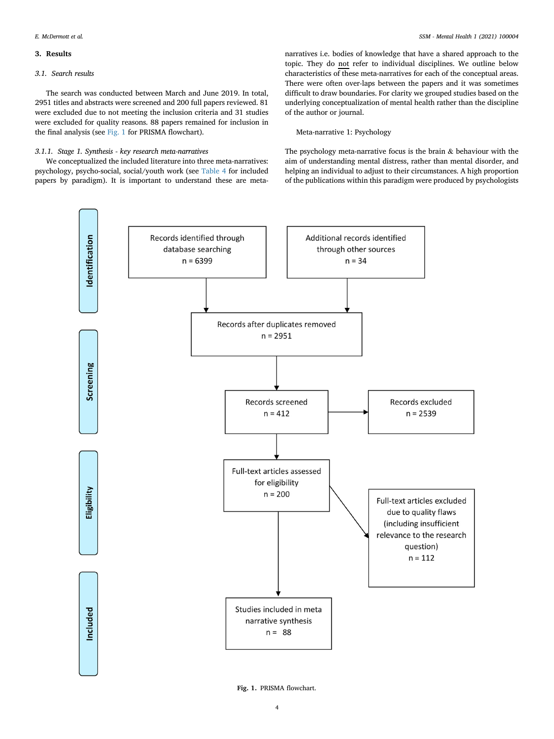## 3. Results

### 3.1. Search results

The search was conducted between March and June 2019. In total, 2951 titles and abstracts were screened and 200 full papers reviewed. 81 were excluded due to not meeting the inclusion criteria and 31 studies were excluded for quality reasons. 88 papers remained for inclusion in the final analysis (see Fig. 1 for PRISMA flowchart).

#### 3.1.1. Stage 1. Synthesis - key research meta-narratives

We conceptualized the included literature into three meta-narratives: psychology, psycho-social, social/youth work (see Table 4 for included papers by paradigm). It is important to understand these are meta-narratives i.e. bodies of knowledge that have a shared approach to the topic. They do not refer to individual disciplines. We outline below characteristics of these meta-narratives for each of the conceptual areas. There were often over-laps between the papers and it was sometimes difficult to draw boundaries. For clarity we grouped studies based on the underlying conceptualization of mental health rather than the discipline of the author or journal.

Meta-narrative 1: Psychology

The psychology meta-narrative focus is the brain & behaviour with the aim of understanding mental distress, rather than mental disorder, and helping an individual to adjust to their circumstances. A high proportion of the publications within this paradigm were produced by psychologists

**Identification**

Records identified through database searching n = 6399

Additional records identified through other sources n = 34

Records after duplicates removed n = 2951

**Screening**

Records screened n = 412

Records excluded n = 2539

**Eligibility**

Full-text articles assessed for eligibility n = 200

Full-text articles excluded due to quality flaws (including insufficient relevance to the research question) n = 112

**Included**

Studies included in meta narrative synthesis n = 88

**Fig. 1.** PRISMA flowchart.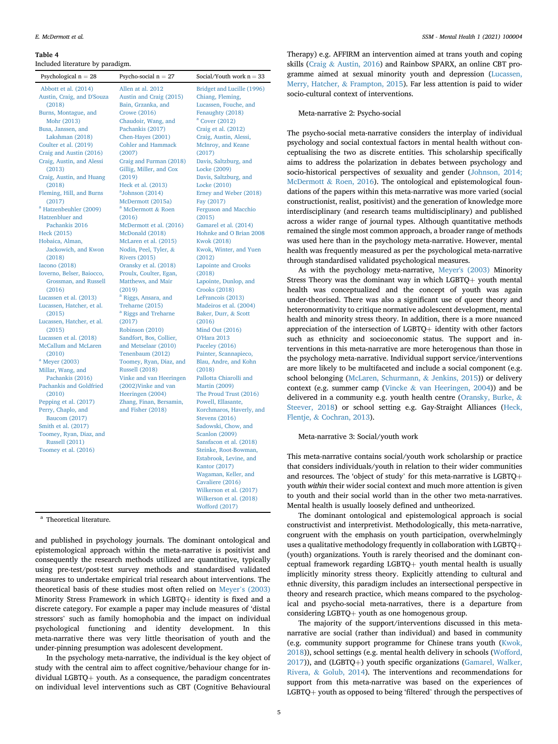**Table 4**
Included literature by paradigm.

| Psychological n = 28 | Psycho-social n = 27 | Social/Youth work n = 33 |
|---|---|---|
| Abbott et al. (2014) | Allen at al. 2012 | Bridget and Lucille (1996) |
| Austin, Craig, and D'Souza (2018) | Austin and Craig (2015) | Chiang, Fleming, Lucassen, Fouche, and Fenaughty (2018) |
| Burns, Montague, and Mohr (2013) | Bain, Grzanka, and Crowe (2016) | [a] Cover (2012) |
| Busa, Janssen, and Lakshman (2018) | Chaudoir, Wang, and Pachankis (2017) | Craig et al. (2012) |
| Coulter et al. (2019) | Chen-Hayes (2001) | Craig, Austin, Alessi, McInroy, and Keane (2017) |
| Craig and Austin (2016) | Cohler and Hammack (2007) | Davis, Saltzburg, and Locke (2009) |
| Craig, Austin, and Alessi (2013) | Craig and Furman (2018) | Davis, Saltzburg, and Locke (2010) |
| Craig, Austin, and Huang (2018) | Gillig, Miller, and Cox (2019) | Erney and Weber (2018) |
| Fleming, Hill, and Burns (2017) | Heck et al. (2013) | Fay (2017) |
| [a] Hatzenbeuhler (2009) | [a]Johnson (2014) | Ferguson and Macchio (2015) |
| Hatzenbluer and Pachankis 2016 | McDermott (2015a) | Gamarel et al. (2014) |
| Heck (2015) | [a] McDermott & Roen (2016) | Hohnke and O Brian 2008 |
| Hobaica, Alman, Jackowich, and Kwon (2018) | McDermott et al. (2016) | Kwok (2018) |
| Iacono (2018) | McDonald (2018) | Kwok, Winter, and Yuen (2012) |
| Ioverno, Belser, Baiocco, Grossman, and Russell (2016) | McLaren et al. (2015) | Lapointe and Crooks (2018) |
| Lucassen et al. (2013) | Nodin, Peel, Tyler, & Rivers (2015) | Lapointe, Dunlop, and Crooks (2018) |
| Lucassen, Hatcher, et al. (2015) | Oransky et al. (2018) | LeFrancois (2013) |
| Lucassen, Hatcher, et al. (2015) | Proulx, Coulter, Egan, Matthews, and Mair (2019) | Madeiros et al. (2004) |
| Lucassen et al. (2018) | [a] Riggs, Ansara, and Treharne (2015) | Baker, Durr, & Scott (2016) |
| McCallum and McLaren (2010) | [a] Riggs and Treharne (2017) | Mind Out (2016) |
| [a] Meyer (2003) | Robinson (2010) | O'Hara 2013 |
| Millar, Wang, and Pachankis (2016) | Sandfort, Bos, Collier, and Metselaar (2010) | Paceley (2016) |
| Pachankis and Goldfried (2010) | Tenenbaum (2012) | Painter, Scannapieco, Blau, Andre, and Kohn (2018) |
| Pepping et al. (2017) | Toomey, Ryan, Diaz, and Russell (2018) | Pallotta Chiarolli and Martin (2009) |
| Perry, Chaplo, and Baucom (2017) | Vinke and van Heeringen (2002)Vinke and van Heeringen (2004) | The Proud Trust (2016) |
| Smith et al. (2017) | Zhang, Finan, Bersamin, and Fisher (2018) | Powell, Ellasante, Korchmaros, Haverly, and Stevens (2016) |
| Toomey, Ryan, Diaz, and Russell (2011) | | Sadowski, Chow, and Scanlon (2009) |
| Toomey et al. (2016) | | Sansfacon et al. (2018) |
| | | Steinke, Root-Bowman, Estabrook, Levine, and Kantor (2017) |
| | | Wagaman, Keller, and Cavaliere (2016) |
| | | Wilkerson et al. (2017) |
| | | Wilkerson et al. (2018) |
| | | Wofford (2017) |

[a] Theoretical literature.

and published in psychology journals. The dominant ontological and epistemological approach within the meta-narrative is positivist and consequently the research methods utilized are quantitative, typically using pre-test/post-test survey methods and standardised validated measures to undertake empirical trial research about interventions. The theoretical basis of these studies most often relied on Meyer's (2003) Minority Stress Framework in which LGBTQ+ identity is fixed and a discrete category. For example a paper may include measures of 'distal stressors' such as family homophobia and the impact on individual psychological functioning and identity development. In this meta-narrative there was very little theorisation of youth and the under-pinning presumption was adolescent development.

In the psychology meta-narrative, the individual is the key object of study with the central aim to affect cognitive/behaviour change for individual LGBTQ+ youth. As a consequence, the paradigm concentrates on individual level interventions such as CBT (Cognitive Behavioural Therapy) e.g. AFFIRM an intervention aimed at trans youth and coping skills (Craig & Austin, 2016) and Rainbow SPARX, an online CBT programme aimed at sexual minority youth and depression (Lucassen, Merry, Hatcher, & Frampton, 2015). Far less attention is paid to wider socio-cultural context of interventions.

### Meta-narrative 2: Psycho-social

The psycho-social meta-narrative considers the interplay of individual psychology and social contextual factors in mental health without conceptualising the two as discrete entities. This scholarship specifically aims to address the polarization in debates between psychology and socio-historical perspectives of sexuality and gender (Johnson, 2014; McDermott & Roen, 2016). The ontological and epistemological foundations of the papers within this meta-narrative was more varied (social constructionist, realist, positivist) and the generation of knowledge more interdisciplinary (and research teams multidisciplinary) and published across a wider range of journal types. Although quantitative methods remained the single most common approach, a broader range of methods was used here than in the psychology meta-narrative. However, mental health was frequently measured as per the psychological meta-narrative through standardised validated psychological measures.

As with the psychology meta-narrative, Meyer's (2003) Minority Stress Theory was the dominant way in which LGBTQ+ youth mental health was conceptualized and the concept of youth was again under-theorised. There was also a significant use of queer theory and heteronormativity to critique normative adolescent development, mental health and minority stress theory. In addition, there is a more nuanced appreciation of the intersection of LGBTQ+ identity with other factors such as ethnicity and socioeconomic status. The support and interventions in this meta-narrative are more heterogenous than those in the psychology meta-narrative. Individual support service/interventions are more likely to be multifaceted and include a social component (e.g. school belonging (McLaren, Schurmann, & Jenkins, 2015)) or delivery context (e.g. summer camp (Vincke & van Heeringen, 2004)) and be delivered in a community e.g. youth health centre (Oransky, Burke, & Steever, 2018) or school setting e.g. Gay-Straight Alliances (Heck, Flentje, & Cochran, 2013).

### Meta-narrative 3: Social/youth work

This meta-narrative contains social/youth work scholarship or practice that considers individuals/youth in relation to their wider communities and resources. The 'object of study' for this meta-narrative is LGBTQ+ youth *within* their wider social context and much more attention is given to youth and their social world than in the other two meta-narratives. Mental health is usually loosely defined and untheorized.

The dominant ontological and epistemological approach is social constructivist and interpretivist. Methodologically, this meta-narrative, congruent with the emphasis on youth participation, overwhelmingly uses a qualitative methodology frequently in collaboration with LGBTQ+ (youth) organizations. Youth is rarely theorised and the dominant conceptual framework regarding LGBTQ+ youth mental health is usually implicitly minority stress theory. Explicitly attending to cultural and ethnic diversity, this paradigm includes an intersectional perspective in theory and research practice, which means compared to the psychological and psycho-social meta-narratives, there is a departure from considering LGBTQ+ youth as one homogenous group.

The majority of the support/interventions discussed in this meta-narrative are social (rather than individual) and based in community (e.g. community support programme for Chinese trans youth (Kwok, 2018)), school settings (e.g. mental health delivery in schools (Wofford, 2017)), and (LGBTQ+) youth specific organizations (Gamarel, Walker, Rivera, & Golub, 2014). The interventions and recommendations for support from this meta-narrative was based on the experiences of LGBTQ+ youth as opposed to being 'filtered' through the perspectives of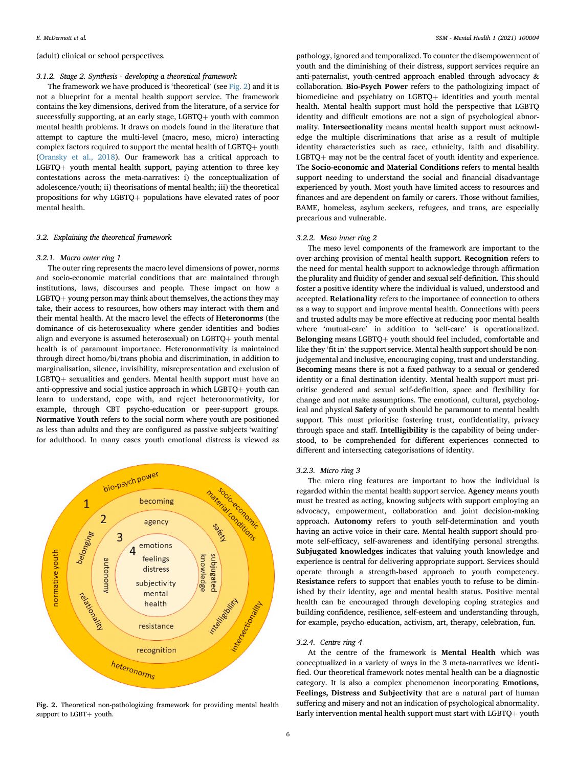(adult) clinical or school perspectives.

#### 3.1.2. Stage 2. Synthesis - developing a theoretical framework

The framework we have produced is 'theoretical' (see Fig. 2) and it is not a blueprint for a mental health support service. The framework contains the key dimensions, derived from the literature, of a service for successfully supporting, at an early stage, LGBTQ+ youth with common mental health problems. It draws on models found in the literature that attempt to capture the multi-level (macro, meso, micro) interacting complex factors required to support the mental health of LGBTQ+ youth (Oransky et al., 2018). Our framework has a critical approach to LGBTQ+ youth mental health support, paying attention to three key contestations across the meta-narratives: i) the conceptualization of adolescence/youth; ii) theorisations of mental health; iii) the theoretical propositions for why LGBTQ+ populations have elevated rates of poor mental health.

### 3.2. Explaining the theoretical framework

#### 3.2.1. Macro outer ring 1

The outer ring represents the macro level dimensions of power, norms and socio-economic material conditions that are maintained through institutions, laws, discourses and people. These impact on how a LGBTQ+ young person may think about themselves, the actions they may take, their access to resources, how others may interact with them and their mental health. At the macro level the effects of **Heteronorms** (the dominance of cis-heterosexuality where gender identities and bodies align and everyone is assumed heterosexual) on LGBTQ+ youth mental health is of paramount importance. Heteronormativity is maintained through direct homo/bi/trans phobia and discrimination, in addition to marginalisation, silence, invisibility, misrepresentation and exclusion of LGBTQ+ sexualities and genders. Mental health support must have an anti-oppressive and social justice approach in which LGBTQ+ youth can learn to understand, cope with, and reject heteronormativity, for example, through CBT psycho-education or peer-support groups. **Normative Youth** refers to the social norm where youth are positioned as less than adults and they are configured as passive subjects 'waiting' for adulthood. In many cases youth emotional distress is viewed as pathology, ignored and temporalized. To counter the disempowerment of youth and the diminishing of their distress, support services require an anti-paternalist, youth-centred approach enabled through advocacy & collaboration. **Bio-Psych Power** refers to the pathologizing impact of biomedicine and psychiatry on LGBTQ+ identities and youth mental health. Mental health support must hold the perspective that LGBTQ identity and difficult emotions are not a sign of psychological abnormality. **Intersectionality** means mental health support must acknowledge the multiple discriminations that arise as a result of multiple identity characteristics such as race, ethnicity, faith and disability. LGBTQ+ may not be the central facet of youth identity and experience. The **Socio-economic and Material Conditions** refers to mental health support needing to understand the social and financial disadvantage experienced by youth. Most youth have limited access to resources and finances and are dependent on family or carers. Those without families, BAME, homeless, asylum seekers, refugees, and trans, are especially precarious and vulnerable.

Fig. 2. Theoretical non-pathologizing framework for providing mental health support to LGBT+ youth.

#### 3.2.2. Meso inner ring 2

The meso level components of the framework are important to the over-arching provision of mental health support. **Recognition** refers to the need for mental health support to acknowledge through affirmation the plurality and fluidity of gender and sexual self-definition. This should foster a positive identity where the individual is valued, understood and accepted. **Relationality** refers to the importance of connection to others as a way to support and improve mental health. Connections with peers and trusted adults may be more effective at reducing poor mental health where 'mutual-care' in addition to 'self-care' is operationalized. **Belonging** means LGBTQ+ youth should feel included, comfortable and like they 'fit in' the support service. Mental health support should be non-judgemental and inclusive, encouraging coping, trust and understanding. **Becoming** means there is not a fixed pathway to a sexual or gendered identity or a final destination identity. Mental health support must prioritise gendered and sexual self-definition, space and flexibility for change and not make assumptions. The emotional, cultural, psychological and physical **Safety** of youth should be paramount to mental health support. This must prioritise fostering trust, confidentiality, privacy through space and staff. **Intelligibility** is the capability of being understood, to be comprehended for different experiences connected to different and intersecting categorisations of identity.

#### 3.2.3. Micro ring 3

The micro ring features are important to how the individual is regarded within the mental health support service. **Agency** means youth must be treated as acting, knowing subjects with support employing an advocacy, empowerment, collaboration and joint decision-making approach. **Autonomy** refers to youth self-determination and youth having an active voice in their care. Mental health support should promote self-efficacy, self-awareness and identifying personal strengths. **Subjugated knowledges** indicates that valuing youth knowledge and experience is central for delivering appropriate support. Services should operate through a strength-based approach to youth competency. **Resistance** refers to support that enables youth to refuse to be diminished by their identity, age and mental health status. Positive mental health can be encouraged through developing coping strategies and building confidence, resilience, self-esteem and understanding through, for example, psycho-education, activism, art, therapy, celebration, fun.

#### 3.2.4. Centre ring 4

At the centre of the framework is **Mental Health** which was conceptualized in a variety of ways in the 3 meta-narratives we identified. Our theoretical framework notes mental health can be a diagnostic category. It is also a complex phenomenon incorporating **Emotions, Feelings, Distress and Subjectivity** that are a natural part of human suffering and misery and not an indication of psychological abnormality. Early intervention mental health support must start with LGBTQ+ youth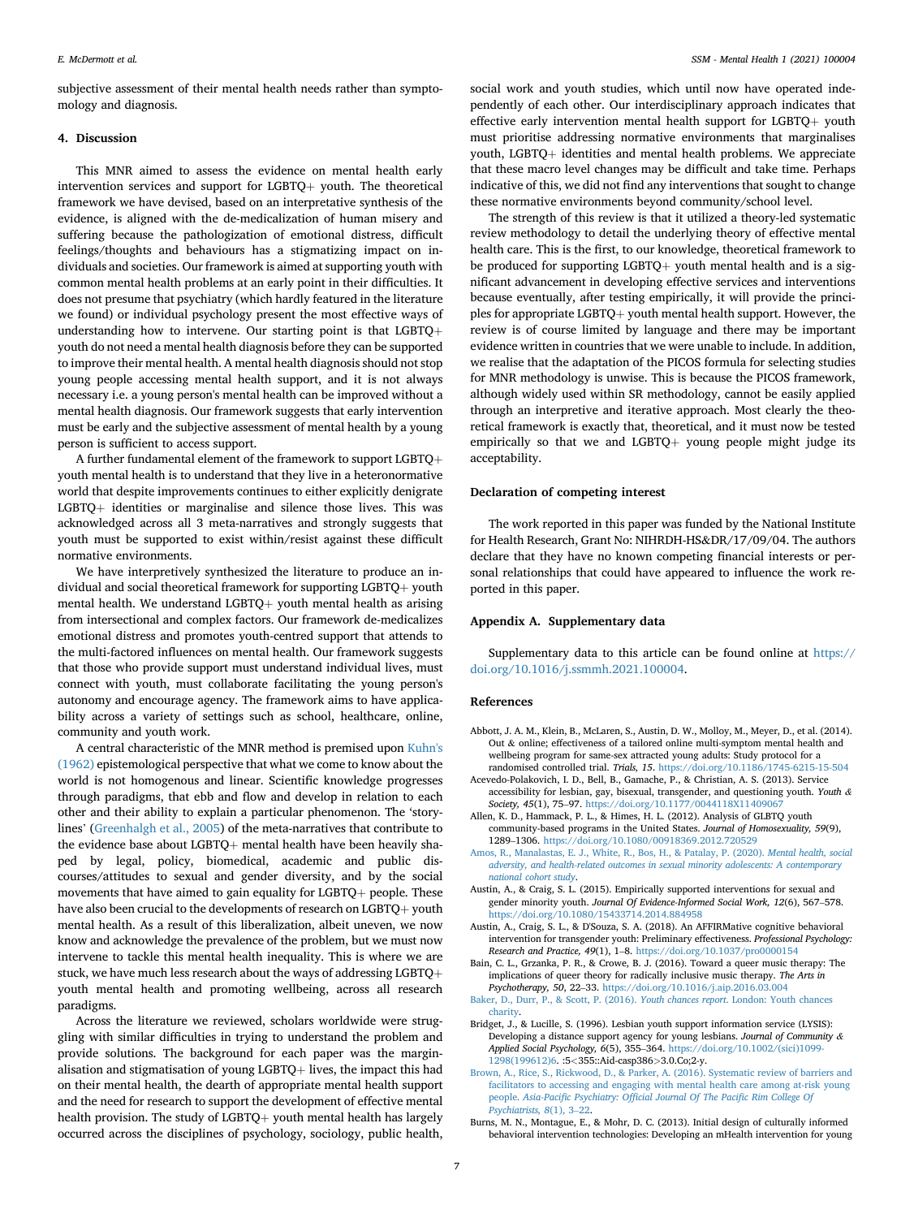subjective assessment of their mental health needs rather than symptomology and diagnosis.

## 4. Discussion

This MNR aimed to assess the evidence on mental health early intervention services and support for LGBTQ+ youth. The theoretical framework we have devised, based on an interpretative synthesis of the evidence, is aligned with the de-medicalization of human misery and suffering because the pathologization of emotional distress, difficult feelings/thoughts and behaviours has a stigmatizing impact on individuals and societies. Our framework is aimed at supporting youth with common mental health problems at an early point in their difficulties. It does not presume that psychiatry (which hardly featured in the literature we found) or individual psychology present the most effective ways of understanding how to intervene. Our starting point is that LGBTQ+ youth do not need a mental health diagnosis before they can be supported to improve their mental health. A mental health diagnosis should not stop young people accessing mental health support, and it is not always necessary i.e. a young person's mental health can be improved without a mental health diagnosis. Our framework suggests that early intervention must be early and the subjective assessment of mental health by a young person is sufficient to access support.

A further fundamental element of the framework to support LGBTQ+ youth mental health is to understand that they live in a heteronormative world that despite improvements continues to either explicitly denigrate LGBTQ+ identities or marginalise and silence those lives. This was acknowledged across all 3 meta-narratives and strongly suggests that youth must be supported to exist within/resist against these difficult normative environments.

We have interpretively synthesized the literature to produce an individual and social theoretical framework for supporting LGBTQ+ youth mental health. We understand LGBTQ+ youth mental health as arising from intersectional and complex factors. Our framework de-medicalizes emotional distress and promotes youth-centred support that attends to the multi-factored influences on mental health. Our framework suggests that those who provide support must understand individual lives, must connect with youth, must collaborate facilitating the young person's autonomy and encourage agency. The framework aims to have applicability across a variety of settings such as school, healthcare, online, community and youth work.

A central characteristic of the MNR method is premised upon Kuhn's (1962) epistemological perspective that what we come to know about the world is not homogenous and linear. Scientific knowledge progresses through paradigms, that ebb and flow and develop in relation to each other and their ability to explain a particular phenomenon. The 'storylines' (Greenhalgh et al., 2005) of the meta-narratives that contribute to the evidence base about LGBTQ+ mental health have been heavily shaped by legal, policy, biomedical, academic and public discourses/attitudes to sexual and gender diversity, and by the social movements that have aimed to gain equality for LGBTQ+ people. These have also been crucial to the developments of research on LGBTQ+ youth mental health. As a result of this liberalization, albeit uneven, we now know and acknowledge the prevalence of the problem, but we must now intervene to tackle this mental health inequality. This is where we are stuck, we have much less research about the ways of addressing LGBTQ+ youth mental health and promoting wellbeing, across all research paradigms.

Across the literature we reviewed, scholars worldwide were struggling with similar difficulties in trying to understand the problem and provide solutions. The background for each paper was the marginalisation and stigmatisation of young LGBTQ+ lives, the impact this had on their mental health, the dearth of appropriate mental health support and the need for research to support the development of effective mental health provision. The study of LGBTQ+ youth mental health has largely occurred across the disciplines of psychology, sociology, public health, social work and youth studies, which until now have operated independently of each other. Our interdisciplinary approach indicates that effective early intervention mental health support for LGBTQ+ youth must prioritise addressing normative environments that marginalises youth, LGBTQ+ identities and mental health problems. We appreciate that these macro level changes may be difficult and take time. Perhaps indicative of this, we did not find any interventions that sought to change these normative environments beyond community/school level.

The strength of this review is that it utilized a theory-led systematic review methodology to detail the underlying theory of effective mental health care. This is the first, to our knowledge, theoretical framework to be produced for supporting LGBTQ+ youth mental health and is a significant advancement in developing effective services and interventions because eventually, after testing empirically, it will provide the principles for appropriate LGBTQ+ youth mental health support. However, the review is of course limited by language and there may be important evidence written in countries that we were unable to include. In addition, we realise that the adaptation of the PICOS formula for selecting studies for MNR methodology is unwise. This is because the PICOS framework, although widely used within SR methodology, cannot be easily applied through an interpretive and iterative approach. Most clearly the theoretical framework is exactly that, theoretical, and it must now be tested empirically so that we and LGBTQ+ young people might judge its acceptability.

## Declaration of competing interest

The work reported in this paper was funded by the National Institute for Health Research, Grant No: NIHRDH-HS&DR/17/09/04. The authors declare that they have no known competing financial interests or personal relationships that could have appeared to influence the work reported in this paper.

## Appendix A. Supplementary data

Supplementary data to this article can be found online at https://doi.org/10.1016/j.ssmmh.2021.100004.

## References

Abbott, J. A. M., Klein, B., McLaren, S., Austin, D. W., Molloy, M., Meyer, D., et al. (2014). Out & online; effectiveness of a tailored online multi-symptom mental health and wellbeing program for same-sex attracted young adults: Study protocol for a randomised controlled trial. *Trials, 15*. https://doi.org/10.1186/1745-6215-15-504

Acevedo-Polakovich, I. D., Bell, B., Gamache, P., & Christian, A. S. (2013). Service accessibility for lesbian, gay, bisexual, transgender, and questioning youth. *Youth & Society, 45*(1), 75–97. https://doi.org/10.1177/0044118X11409067

Allen, K. D., Hammack, P. L., & Himes, H. L. (2012). Analysis of GLBTQ youth community-based programs in the United States. *Journal of Homosexuality, 59*(9), 1289–1306. https://doi.org/10.1080/00918369.2012.720529

Amos, R., Manalastas, E. J., White, R., Bos, H., & Patalay, P. (2020). *Mental health, social adversity, and health-related outcomes in sexual minority adolescents: A contemporary national cohort study*.

Austin, A., & Craig, S. L. (2015). Empirically supported interventions for sexual and gender minority youth. *Journal Of Evidence-Informed Social Work, 12*(6), 567–578. https://doi.org/10.1080/15433714.2014.884958

Austin, A., Craig, S. L., & D'Souza, S. A. (2018). An AFFIRMative cognitive behavioral intervention for transgender youth: Preliminary effectiveness. *Professional Psychology: Research and Practice, 49*(1), 1–8. https://doi.org/10.1037/pro0000154

Bain, C. L., Grzanka, P. R., & Crowe, B. J. (2016). Toward a queer music therapy: The implications of queer theory for radically inclusive music therapy. *The Arts in Psychotherapy, 50*, 22–33. https://doi.org/10.1016/j.aip.2016.03.004

Baker, D., Durr, P., & Scott, P. (2016). *Youth chances report*. London: Youth chances charity.

Bridget, J., & Lucille, S. (1996). Lesbian youth support information service (LYSIS): Developing a distance support agency for young lesbians. *Journal of Community & Applied Social Psychology, 6*(5), 355–364. https://doi.org/10.1002/(sici)1099-1298(199612)6. :5<355::Aid-casp386>3.0.Co;2-y.

Brown, A., Rice, S., Rickwood, D., & Parker, A. (2016). Systematic review of barriers and facilitators to accessing and engaging with mental health care among at-risk young people. *Asia-Pacific Psychiatry: Official Journal Of The Pacific Rim College Of Psychiatrists, 8*(1), 3–22.

Burns, M. N., Montague, E., & Mohr, D. C. (2013). Initial design of culturally informed behavioral intervention technologies: Developing an mHealth intervention for young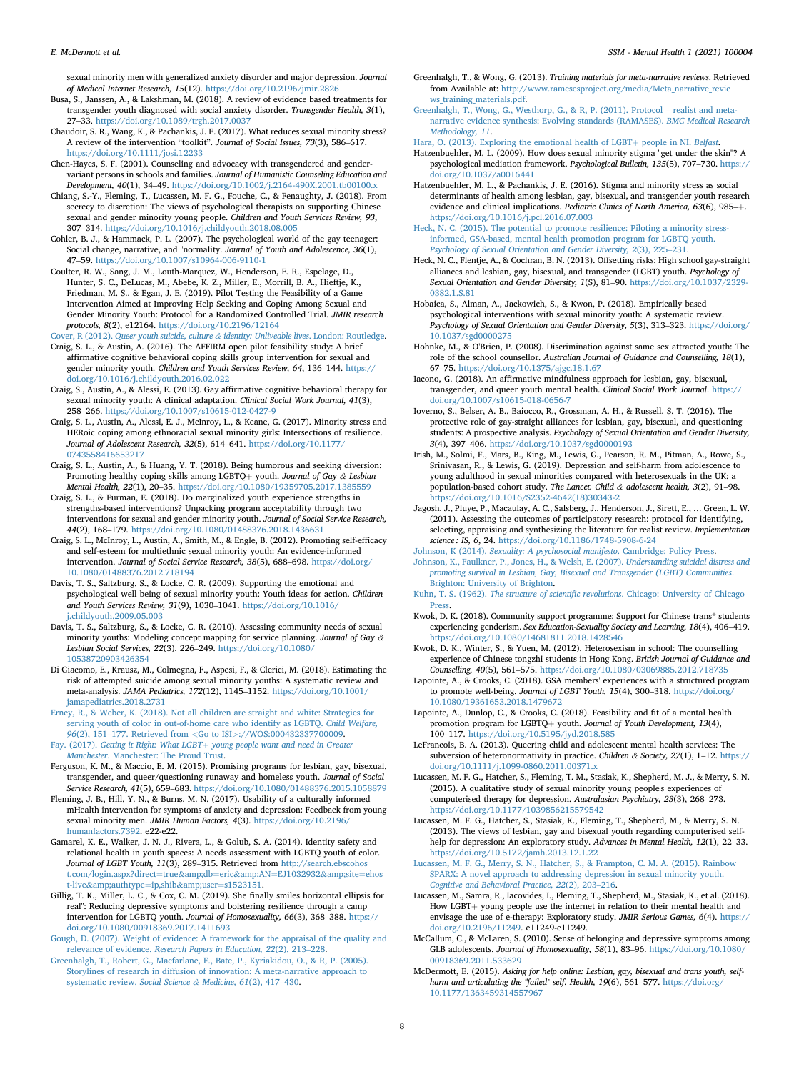sexual minority men with generalized anxiety disorder and major depression. *Journal of Medical Internet Research, 15*(12). https://doi.org/10.2196/jmir.2826

Busa, S., Janssen, A., & Lakshman, M. (2018). A review of evidence based treatments for transgender youth diagnosed with social anxiety disorder. *Transgender Health, 3*(1), 27–33. https://doi.org/10.1089/trgh.2017.0037

Chaudoir, S. R., Wang, K., & Pachankis, J. E. (2017). What reduces sexual minority stress? A review of the intervention "toolkit". *Journal of Social Issues, 73*(3), 586–617. https://doi.org/10.1111/josi.12233

Chen-Hayes, S. F. (2001). Counseling and advocacy with transgendered and gender-variant persons in schools and families. *Journal of Humanistic Counseling Education and Development, 40*(1), 34–49. https://doi.org/10.1002/j.2164-490X.2001.tb00100.x

Chiang, S.-Y., Fleming, T., Lucassen, M. F. G., Fouche, C., & Fenaughty, J. (2018). From secrecy to discretion: The views of psychological therapists on supporting Chinese sexual and gender minority young people. *Children and Youth Services Review, 93*, 307–314. https://doi.org/10.1016/j.childyouth.2018.08.005

Cohler, B. J., & Hammack, P. L. (2007). The psychological world of the gay teenager: Social change, narrative, and "normality. *Journal of Youth and Adolescence, 36*(1), 47–59. https://doi.org/10.1007/s10964-006-9110-1

Coulter, R. W., Sang, J. M., Louth-Marquez, W., Henderson, E. R., Espelage, D., Hunter, S. C., DeLucas, M., Abebe, K. Z., Miller, E., Morrill, B. A., Hieftje, K., Friedman, M. S., & Egan, J. E. (2019). Pilot Testing the Feasibility of a Game Intervention Aimed at Improving Help Seeking and Coping Among Sexual and Gender Minority Youth: Protocol for a Randomized Controlled Trial. *JMIR research protocols, 8*(2), e12164. https://doi.org/10.2196/12164

Cover, R (2012). *Queer youth suicide, culture & identity: Unliveable lives*. London: Routledge.

Craig, S. L., & Austin, A. (2016). The AFFIRM open pilot feasibility study: A brief affirmative cognitive behavioral coping skills group intervention for sexual and gender minority youth. *Children and Youth Services Review, 64*, 136–144. https://doi.org/10.1016/j.childyouth.2016.02.022

Craig, S., Austin, A., & Alessi, E. (2013). Gay affirmative cognitive behavioral therapy for sexual minority youth: A clinical adaptation. *Clinical Social Work Journal, 41*(3), 258–266. https://doi.org/10.1007/s10615-012-0427-9

Craig, S. L., Austin, A., Alessi, E. J., McInroy, L., & Keane, G. (2017). Minority stress and HERoic coping among ethnoracial sexual minority girls: Intersections of resilience. *Journal of Adolescent Research, 32*(5), 614–641. https://doi.org/10.1177/0743558416653217

Craig, S. L., Austin, A., & Huang, Y. T. (2018). Being humorous and seeking diversion: Promoting healthy coping skills among LGBTQ+ youth. *Journal of Gay & Lesbian Mental Health, 22*(1), 20–35. https://doi.org/10.1080/19359705.2017.1385559

Craig, S. L., & Furman, E. (2018). Do marginalized youth experience strengths in strengths-based interventions? Unpacking program acceptability through two interventions for sexual and gender minority youth. *Journal of Social Service Research, 44*(2), 168–179. https://doi.org/10.1080/01488376.2018.1436631

Craig, S. L., McInroy, L., Austin, A., Smith, M., & Engle, B. (2012). Promoting self-efficacy and self-esteem for multiethnic sexual minority youth: An evidence-informed intervention. *Journal of Social Service Research, 38*(5), 688–698. https://doi.org/10.1080/01488376.2012.718194

Davis, T. S., Saltzburg, S., & Locke, C. R. (2009). Supporting the emotional and psychological well being of sexual minority youth: Youth ideas for action. *Children and Youth Services Review, 31*(9), 1030–1041. https://doi.org/10.1016/j.childyouth.2009.05.003

Davis, T. S., Saltzburg, S., & Locke, C. R. (2010). Assessing community needs of sexual minority youths: Modeling concept mapping for service planning. *Journal of Gay & Lesbian Social Services, 22*(3), 226–249. https://doi.org/10.1080/10538720903426354

Di Giacomo, E., Krausz, M., Colmegna, F., Aspesi, F., & Clerici, M. (2018). Estimating the risk of attempted suicide among sexual minority youths: A systematic review and meta-analysis. *JAMA Pediatrics, 172*(12), 1145–1152. https://doi.org/10.1001/jamapediatrics.2018.2731

Erney, R., & Weber, K. (2018). Not all children are straight and white: Strategies for serving youth of color in out-of-home care who identify as LGBTQ. *Child Welfare, 96*(2), 151–177. Retrieved from <Go to ISI>://WOS:000432337700009.

Fay. (2017). *Getting it Right: What LGBT+ young people want and need in Greater Manchester*. Manchester: The Proud Trust.

Ferguson, K. M., & Maccio, E. M. (2015). Promising programs for lesbian, gay, bisexual, transgender, and queer/questioning runaway and homeless youth. *Journal of Social Service Research, 41*(5), 659–683. https://doi.org/10.1080/01488376.2015.1058879

Fleming, J. B., Hill, Y. N., & Burns, M. N. (2017). Usability of a culturally informed mHealth intervention for symptoms of anxiety and depression: Feedback from young sexual minority men. *JMIR Human Factors, 4*(3). https://doi.org/10.2196/humanfactors.7392. e22-e22.

Gamarel, K. E., Walker, J. N. J., Rivera, L., & Golub, S. A. (2014). Identity safety and relational health in youth spaces: A needs assessment with LGBTQ youth of color. *Journal of LGBT Youth, 11*(3), 289–315. Retrieved from http://search.ebscohost.com/login.aspx?direct=true&amp;db=eric&amp;AN=EJ1032932&amp;site=ehost-live&amp;authtype=ip,shib&amp;user=s1523151.

Gillig, T. K., Miller, L. C., & Cox, C. M. (2019). She finally smiles horizontal ellipsis for real": Reducing depressive symptoms and bolstering resilience through a camp intervention for LGBTQ youth. *Journal of Homosexuality, 66*(3), 368–388. https://doi.org/10.1080/00918369.2017.1411693

Gough, D. (2007). Weight of evidence: A framework for the appraisal of the quality and relevance of evidence. *Research Papers in Education, 22*(2), 213–228.

Greenhalgh, T., Robert, G., Macfarlane, F., Bate, P., Kyriakidou, O., & R, P. (2005). Storylines of research in diffusion of innovation: A meta-narrative approach to systematic review. *Social Science & Medicine, 61*(2), 417–430.

Greenhalgh, T., & Wong, G. (2013). *Training materials for meta-narrative reviews*. Retrieved from Available at: http://www.ramesesproject.org/media/Meta_narrative_reviews_training_materials.pdf.

Greenhalgh, T., Wong, G., Westhorp, G., & R, P. (2011). Protocol – realist and meta-narrative evidence synthesis: Evolving standards (RAMASES). *BMC Medical Research Methodology, 11*.

Hara, O. (2013). Exploring the emotional health of LGBT+ people in NI. *Belfast*.

Hatzenbuehler, M. L. (2009). How does sexual minority stigma "get under the skin"? A psychological mediation framework. *Psychological Bulletin, 135*(5), 707–730. https://doi.org/10.1037/a0016441

Hatzenbuehler, M. L., & Pachankis, J. E. (2016). Stigma and minority stress as social determinants of health among lesbian, gay, bisexual, and transgender youth research evidence and clinical implications. *Pediatric Clinics of North America, 63*(6), 985–+. https://doi.org/10.1016/j.pcl.2016.07.003

Heck, N. C. (2015). The potential to promote resilience: Piloting a minority stress-informed, GSA-based, mental health promotion program for LGBTQ youth. *Psychology of Sexual Orientation and Gender Diversity, 2*(3), 225–231.

Heck, N. C., Flentje, A., & Cochran, B. N. (2013). Offsetting risks: High school gay-straight alliances and lesbian, gay, bisexual, and transgender (LGBT) youth. *Psychology of Sexual Orientation and Gender Diversity, 1*(S), 81–90. https://doi.org/10.1037/2329-0382.1.S.81

Hobaica, S., Alman, A., Jackowich, S., & Kwon, P. (2018). Empirically based psychological interventions with sexual minority youth: A systematic review. *Psychology of Sexual Orientation and Gender Diversity, 5*(3), 313–323. https://doi.org/10.1037/sgd0000275

Hohnke, M., & O'Brien, P. (2008). Discrimination against same sex attracted youth: The role of the school counsellor. *Australian Journal of Guidance and Counselling, 18*(1), 67–75. https://doi.org/10.1375/ajgc.18.1.67

Iacono, G. (2018). An affirmative mindfulness approach for lesbian, gay, bisexual, transgender, and queer youth mental health. *Clinical Social Work Journal*. https://doi.org/10.1007/s10615-018-0656-7

Ioverno, S., Belser, A. B., Baiocco, R., Grossman, A. H., & Russell, S. T. (2016). The protective role of gay-straight alliances for lesbian, gay, bisexual, and questioning students: A prospective analysis. *Psychology of Sexual Orientation and Gender Diversity, 3*(4), 397–406. https://doi.org/10.1037/sgd0000193

Irish, M., Solmi, F., Mars, B., King, M., Lewis, G., Pearson, R. M., Pitman, A., Rowe, S., Srinivasan, R., & Lewis, G. (2019). Depression and self-harm from adolescence to young adulthood in sexual minorities compared with heterosexuals in the UK: a population-based cohort study. *The Lancet. Child & adolescent health, 3*(2), 91–98. https://doi.org/10.1016/S2352-4642(18)30343-2

Jagosh, J., Pluye, P., Macaulay, A. C., Salsberg, J., Henderson, J., Sirett, E., … Green, L. W. (2011). Assessing the outcomes of participatory research: protocol for identifying, selecting, appraising and synthesizing the literature for realist review. *Implementation science : IS, 6*, 24. https://doi.org/10.1186/1748-5908-6-24

Johnson, K (2014). *Sexuality: A psychosocial manifesto*. Cambridge: Policy Press.

Johnson, K., Faulkner, P., Jones, H., & Welsh, E. (2007). *Understanding suicidal distress and promoting survival in Lesbian, Gay, Bisexual and Transgender (LGBT) Communities*. Brighton: University of Brighton.

Kuhn, T. S. (1962). *The structure of scientific revolutions*. Chicago: University of Chicago Press.

Kwok, D. K. (2018). Community support programme: Support for Chinese trans* students experiencing genderism. *Sex Education-Sexuality Society and Learning, 18*(4), 406–419. https://doi.org/10.1080/14681811.2018.1428546

Kwok, D. K., Winter, S., & Yuen, M. (2012). Heterosexism in school: The counselling experience of Chinese tongzhi students in Hong Kong. *British Journal of Guidance and Counselling, 40*(5), 561–575. https://doi.org/10.1080/03069885.2012.718735

Lapointe, A., & Crooks, C. (2018). GSA members' experiences with a structured program to promote well-being. *Journal of LGBT Youth, 15*(4), 300–318. https://doi.org/10.1080/19361653.2018.1479672

Lapointe, A., Dunlop, C., & Crooks, C. (2018). Feasibility and fit of a mental health promotion program for LGBTQ+ youth. *Journal of Youth Development, 13*(4), 100–117. https://doi.org/10.5195/jyd.2018.585

LeFrancois, B. A. (2013). Queering child and adolescent mental health services: The subversion of heteronormativity in practice. *Children & Society, 27*(1), 1–12. https://doi.org/10.1111/j.1099-0860.2011.00371.x

Lucassen, M. F. G., Hatcher, S., Fleming, T. M., Stasiak, K., Shepherd, M. J., & Merry, S. N. (2015). A qualitative study of sexual minority young people's experiences of computerised therapy for depression. *Australasian Psychiatry, 23*(3), 268–273. https://doi.org/10.1177/1039856215579542

Lucassen, M. F. G., Hatcher, S., Stasiak, K., Fleming, T., Shepherd, M., & Merry, S. N. (2013). The views of lesbian, gay and bisexual youth regarding computerised self-help for depression: An exploratory study. *Advances in Mental Health, 12*(1), 22–33. https://doi.org/10.5172/jamh.2013.12.1.22

Lucassen, M. F. G., Merry, S. N., Hatcher, S., & Frampton, C. M. A. (2015). Rainbow SPARX: A novel approach to addressing depression in sexual minority youth. *Cognitive and Behavioral Practice, 22*(2), 203–216.

Lucassen, M., Samra, R., Iacovides, I., Fleming, T., Shepherd, M., Stasiak, K., et al. (2018). How LGBT+ young people use the internet in relation to their mental health and envisage the use of e-therapy: Exploratory study. *JMIR Serious Games, 6*(4). https://doi.org/10.2196/11249. e11249-e11249.

McCallum, C., & McLaren, S. (2010). Sense of belonging and depressive symptoms among GLB adolescents. *Journal of Homosexuality, 58*(1), 83–96. https://doi.org/10.1080/00918369.2011.533629

McDermott, E. (2015). Asking for help online: Lesbian, gay, bisexual and trans youth, self-harm and articulating the 'failed' self. *Health, 19*(6), 561–577. https://doi.org/10.1177/1363459314557967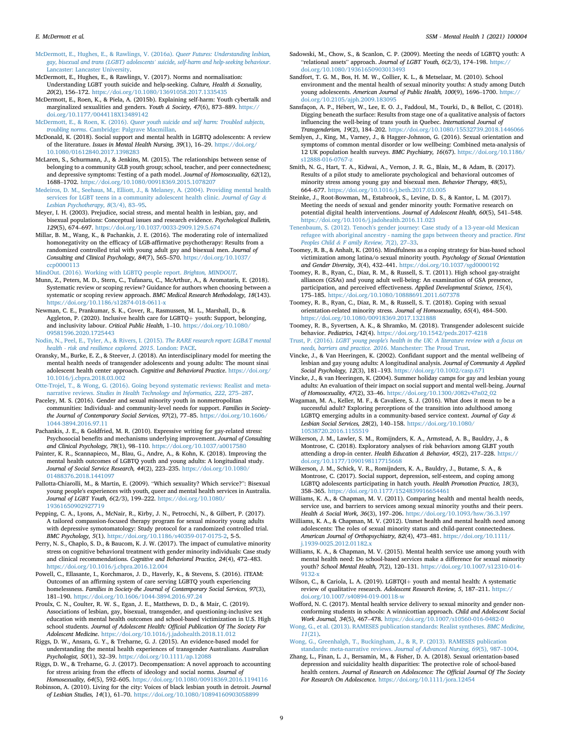McDermott, E., Hughes, E., & Rawlings, V. (2016a). *Queer Futures: Understanding lesbian, gay, bisexual and trans (LGBT) adolescents' suicide, self-harm and help-seeking behaviour*. Lancaster: Lancaster University.

McDermott, E., Hughes, E., & Rawlings, V. (2017). Norms and normalisation: Understanding LGBT youth suicide and help-seeking. *Culture, Health & Sexuality, 20*(2), 156–172. https://doi.org/10.1080/13691058.2017.1335435

McDermott, E., Roen, K., & Piela, A. (2015b). Explaining self-harm: Youth cybertalk and marginalized sexualities and genders. *Youth & Society, 47*(6), 873–889. https://doi.org/10.1177/0044118X13489142

McDermott, E., & Roen, K. (2016). *Queer youth suicide and self harm: Troubled subjects, troubling norms*. Cambridge: Palgrave Macmillan.

McDonald, K. (2018). Social support and mental health in LGBTQ adolescents: A review of the literature. *Issues in Mental Health Nursing, 39*(1), 16–29. https://doi.org/10.1080/01612840.2017.1398283

McLaren, S., Schurmann, J., & Jenkins, M. (2015). The relationships between sense of belonging to a community GLB youth group; school, teacher, and peer connectedness; and depressive symptoms: Testing of a path model. *Journal of Homosexuality, 62*(12), 1688–1702. https://doi.org/10.1080/00918369.2015.1078207

Medeiros, D. M., Seehaus, M., Elliott, J., & Melaney, A. (2004). Providing mental health services for LGBT teens in a community adolescent health clinic. *Journal of Gay & Lesbian Psychotherapy, 8*(3/4), 83–95.

Meyer, I. H. (2003). Prejudice, social stress, and mental health in lesbian, gay, and bisexual populations: Conceptual issues and research evidence. *Psychological Bulletin, 129*(5), 674–697. https://doi.org/10.1037/0033-2909.129.5.674

Millar, B. M., Wang, K., & Pachankis, J. E. (2016). The moderating role of internalized homonegativity on the efficacy of LGB-affirmative psychotherapy: Results from a randomized controlled trial with young adult gay and bisexual men. *Journal of Consulting and Clinical Psychology, 84*(7), 565–570. https://doi.org/10.1037/ccp0000113

MindOut. (2016). Working with LGBTQ people report. *Brighton, MINDOUT*.

Munn, Z., Peters, M. D., Stern, C., Tufanaru, C., McArthur, A., & Aromataris, E. (2018). Systematic review or scoping review? Guidance for authors when choosing between a systematic or scoping review approach. *BMC Medical Research Methodology, 18*(143). https://doi.org/10.1186/s12874-018-0611-x

Newman, C. E., Prankumar, S. K., Cover, R., Rasmussen, M. L., Marshall, D., & Aggleton, P. (2020). Inclusive health care for LGBTQ+ youth: Support, belonging, and inclusivity labour. *Critical Public Health*, 1–10. https://doi.org/10.1080/09581596.2020.1725443

Nodin, N., Peel, E., Tyler, A., & Rivers, I. (2015). *The RARE research report: LGB&T mental health - risk and resilience explored. 2015*. London: PACE.

Oransky, M., Burke, E. Z., & Steever, J. (2018). An interdisciplinary model for meeting the mental health needs of transgender adolescents and young adults: The mount sinai adolescent health center approach. *Cognitive and Behavioral Practice*. https://doi.org/10.1016/j.cbpra.2018.03.002

Otte-Trojel, T., & Wong, G. (2016). Going beyond systematic reviews: Realist and meta-narrative reviews. *Studies in Health Technology and Informatics, 222*, 275–287.

Paceley, M. S. (2016). Gender and sexual minority youth in nonmetropolitan communities: Individual- and community-level needs for support. *Families in Society-the Journal of Contemporary Social Services, 97*(2), 77–85. https://doi.org/10.1606/1044-3894.2016.97.11

Pachankis, J. E., & Goldfried, M. R. (2010). Expressive writing for gay-related stress: Psychosocial benefits and mechanisms underlying improvement. *Journal of Consulting and Clinical Psychology, 78*(1), 98–110. https://doi.org/10.1037/a0017580

Painter, K. R., Scannapieco, M., Blau, G., Andre, A., & Kohn, K. (2018). Improving the mental health outcomes of LGBTQ youth and young adults: A longitudinal study. *Journal of Social Service Research, 44*(2), 223–235. https://doi.org/10.1080/01488376.2018.1441097

Pallotta-Chiarolli, M., & Martin, E. (2009). "Which sexuality? Which service?": Bisexual young people's experiences with youth, queer and mental health services in Australia. *Journal of LGBT Youth, 6*(2/3), 199–222. https://doi.org/10.1080/19361650902927719

Pepping, C. A., Lyons, A., McNair, R., Kirby, J. N., Petrocchi, N., & Gilbert, P. (2017). A tailored compassion-focused therapy program for sexual minority young adults with depressive symptomatology: Study protocol for a randomized controlled trial. *BMC Psychology, 5*(1). https://doi.org/10.1186/s40359-017-0175-2, 5-5.

Perry, N. S., Chaplo, S. D., & Baucom, K. J. W. (2017). The impact of cumulative minority stress on cognitive behavioral treatment with gender minority individuals: Case study and clinical recommendations. *Cognitive and Behavioral Practice, 24*(4), 472–483. https://doi.org/10.1016/j.cbpra.2016.12.004

Powell, C., Ellasante, I., Korchmaros, J. D., Haverly, K., & Stevens, S. (2016). iTEAM: Outcomes of an affirming system of care serving LGBTQ youth experiencing homelessness. *Families in Society-the Journal of Contemporary Social Services, 97*(3), 181–190. https://doi.org/10.1606/1044-3894.2016.97.24

Proulx, C. N., Coulter, R. W. S., Egan, J. E., Matthews, D. D., & Mair, C. (2019). Associations of lesbian, gay, bisexual, transgender, and questioning-inclusive sex education with mental health outcomes and school-based victimization in U.S. High school students. *Journal of Adolescent Health: Official Publication Of The Society For Adolescent Medicine*. https://doi.org/10.1016/j.jadohealth.2018.11.012

Riggs, D. W., Ansara, G. Y., & Treharne, G. J. (2015). An evidence-based model for understanding the mental health experiences of transgender Australians. *Australian Psychologist, 50*(1), 32–39. https://doi.org/10.1111/ap.12088

Riggs, D. W., & Treharne, G. J. (2017). Decompensation: A novel approach to accounting for stress arising from the effects of ideology and social norms. *Journal of Homosexuality, 64*(5), 592–605. https://doi.org/10.1080/00918369.2016.1194116

Robinson, A. (2010). Living for the city: Voices of black lesbian youth in detroit. *Journal of Lesbian Studies, 14*(1), 61–70. https://doi.org/10.1080/10894160903058899

Sadowski, M., Chow, S., & Scanlon, C. P. (2009). Meeting the needs of LGBTQ youth: A "relational assets" approach. *Journal of LGBT Youth, 6*(2/3), 174–198. https://doi.org/10.1080/19361650903013493

Sandfort, T. G. M., Bos, H. M. W., Collier, K. L., & Metselaar, M. (2010). School environment and the mental health of sexual minority youths: A study among Dutch young adolescents. *American Journal of Public Health, 100*(9), 1696–1700. https://doi.org/10.2105/ajph.2009.183095

Sansfaçon, A. P., Hébert, W., Lee, E. O. J., Faddoul, M., Tourki, D., & Bellot, C. (2018). Digging beneath the surface: Results from stage one of a qualitative analysis of factors influencing the well-being of trans youth in Quebec. *International Journal of Transgenderism, 19*(2), 184–202. https://doi.org/10.1080/15532739.2018.1446066

Semlyen, J., King, M., Varney, J., & Hagger-Johnson, G. (2016). Sexual orientation and symptoms of common mental disorder or low wellbeing: Combined meta-analysis of 12 UK population health surveys. *BMC Psychiatry, 16*(67). https://doi.org/10.1186/s12888-016-0767-z

Smith, N. G., Hart, T. A., Kidwai, A., Vernon, J. R. G., Blais, M., & Adam, B. (2017). Results of a pilot study to ameliorate psychological and behavioral outcomes of minority stress among young gay and bisexual men. *Behavior Therapy, 48*(5), 664–677. https://doi.org/10.1016/j.beth.2017.03.005

Steinke, J., Root-Bowman, M., Estabrook, S., Levine, D. S., & Kantor, L. M. (2017). Meeting the needs of sexual and gender minority youth: Formative research on potential digital health interventions. *Journal of Adolescent Health, 60*(5), 541–548. https://doi.org/10.1016/j.jadohealth.2016.11.023

Tenenbaum, S. (2012). Tenoch's gender journey: Case study of a 13-year-old Mexican refugee with aboriginal ancestry - naming the gaps between theory and practice. *First Peoples Child & F amily Review, 7*(2), 27–33.

Toomey, R. B., & Anhalt, K. (2016). Mindfulness as a coping strategy for bias-based school victimization among latina/o sexual minority youth. *Psychology of Sexual Orientation and Gender Diversity, 3*(4), 432–441. https://doi.org/10.1037/sgd0000192

Toomey, R. B., Ryan, C., Diaz, R. M., & Russell, S. T. (2011). High school gay-straight alliances (GSAs) and young adult well-being: An examination of GSA presence, participation, and perceived effectiveness. *Applied Developmental Science, 15*(4), 175–185. https://doi.org/10.1080/10888691.2011.607378

Toomey, R. B., Ryan, C., Diaz, R. M., & Russell, S. T. (2018). Coping with sexual orientation-related minority stress. *Journal of Homosexuality, 65*(4), 484–500. https://doi.org/10.1080/00918369.2017.1321888

Toomey, R. B., Syvertsen, A. K., & Shramko, M. (2018). Transgender adolescent suicide behavior. *Pediatrics, 142*(4). https://doi.org/10.1542/peds.2017-4218

Trust, P. (2016). *LGBT young people's health in the UK: A literature review with a focus on needs, barriers and practice. 2016*. Manchester: The Proud Trust.

Vincke, J., & Van Heeringen, K. (2002). Confidant support and the mental wellbeing of lesbian and gay young adults: A longitudinal analysis. *Journal of Community & Applied Social Psychology, 12*(3), 181–193. https://doi.org/10.1002/casp.671

Vincke, J., & van Heeringen, K. (2004). Summer holiday camps for gay and lesbian young adults: An evaluation of their impact on social support and mental well-being. *Journal of Homosexuality, 47*(2), 33–46. https://doi.org/10.1300/J082v47n02_02

Wagaman, M. A., Keller, M. F., & Cavaliere, S. J. (2016). What does it mean to be a successful adult? Exploring perceptions of the transition into adulthood among LGBTQ emerging adults in a community-based service context. *Journal of Gay & Lesbian Social Services, 28*(2), 140–158. https://doi.org/10.1080/10538720.2016.1155519

Wilkerson, J. M., Lawler, S. M., Romijnders, K. A., Armstead, A. B., Bauldry, J., & Montrose, C. (2018). Exploratory analyses of risk behaviors among GLBT youth attending a drop-in center. *Health Education & Behavior, 45*(2), 217–228. https://doi.org/10.1177/1090198117715668

Wilkerson, J. M., Schick, V. R., Romijnders, K. A., Bauldry, J., Butame, S. A., & Montrose, C. (2017). Social support, depression, self-esteem, and coping among LGBTQ adolescents participating in hatch youth. *Health Promotion Practice, 18*(3), 358–365. https://doi.org/10.1177/1524839916654461

Williams, K. A., & Chapman, M. V. (2011). Comparing health and mental health needs, service use, and barriers to services among sexual minority youths and their peers. *Health & Social Work, 36*(3), 197–206. https://doi.org/10.1093/hsw/36.3.197

Williams, K. A., & Chapman, M. V. (2012). Unmet health and mental health need among adolescents: The roles of sexual minority status and child-parent connectedness. *American Journal of Orthopsychiatry, 82*(4), 473–481. https://doi.org/10.1111/j.1939-0025.2012.01182.x

Williams, K. A., & Chapman, M. V. (2015). Mental health service use among youth with mental health need: Do school-based services make a difference for sexual minority youth? *School Mental Health, 7*(2), 120–131. https://doi.org/10.1007/s12310-014-9132-x

Wilson, C., & Cariola, L. A. (2019). LGBTQI+ youth and mental health: A systematic review of qualitative research. *Adolescent Research Review, 5*, 187–211. https://doi.org/10.1007/s40894-019-00118-w

Wofford, N. C. (2017). Mental health service delivery to sexual minority and gender non-conforming students in schools: A winnicottian approach. *Child and Adolescent Social Work Journal, 34*(5), 467–478. https://doi.org/10.1007/s10560-016-0482-0

Wong, G., et al. (2013). RAMESES publication standards: Realist syntheses. *BMC Medicine, 11*(21).

Wong, G., Greenhalgh, T., Buckingham, J., & R, P. (2013). RAMESES publication standards: meta-narrative reviews. *Journal of Advanced Nursing, 69*(5), 987–1004.

Zhang, L., Finan, L. J., Bersamin, M., & Fisher, D. A. (2018). Sexual orientation-based depression and suicidality health disparities: The protective role of school-based health centers. *Journal of Research on Adolescence: The Official Journal Of The Society For Research On Adolescence*. https://doi.org/10.1111/jora.12454